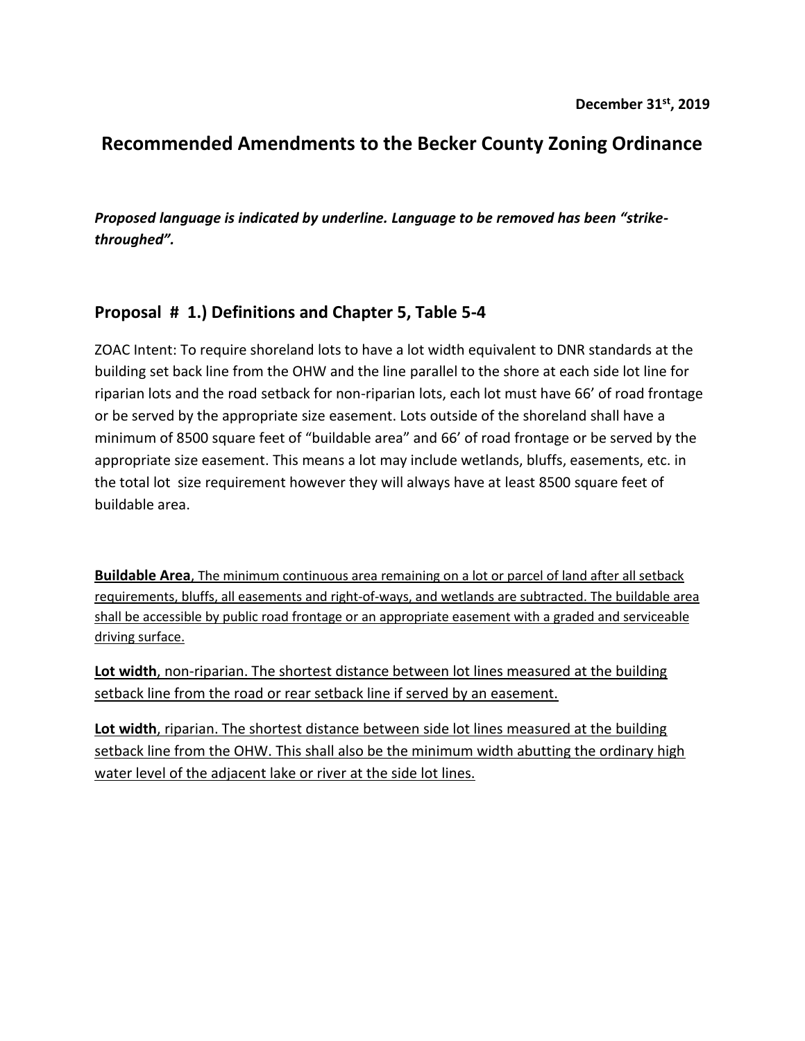**December 31st, 2019**

# Recommended Amendments to the Becker County Zoning Ordinance

***Proposed language is indicated by underline. Language to be removed has been "strike-throughed".***

## Proposal # 1.) Definitions and Chapter 5, Table 5-4

ZOAC Intent: To require shoreland lots to have a lot width equivalent to DNR standards at the building set back line from the OHW and the line parallel to the shore at each side lot line for riparian lots and the road setback for non-riparian lots, each lot must have 66' of road frontage or be served by the appropriate size easement. Lots outside of the shoreland shall have a minimum of 8500 square feet of "buildable area" and 66' of road frontage or be served by the appropriate size easement. This means a lot may include wetlands, bluffs, easements, etc. in the total lot size requirement however they will always have at least 8500 square feet of buildable area.

**Buildable Area**, <u>The minimum continuous area remaining on a lot or parcel of land after all setback requirements, bluffs, all easements and right-of-ways, and wetlands are subtracted. The buildable area shall be accessible by public road frontage or an appropriate easement with a graded and serviceable driving surface.</u>

**Lot width**, <u>non-riparian. The shortest distance between lot lines measured at the building setback line from the road or rear setback line if served by an easement.</u>

**Lot width**, <u>riparian. The shortest distance between side lot lines measured at the building setback line from the OHW. This shall also be the minimum width abutting the ordinary high water level of the adjacent lake or river at the side lot lines.</u>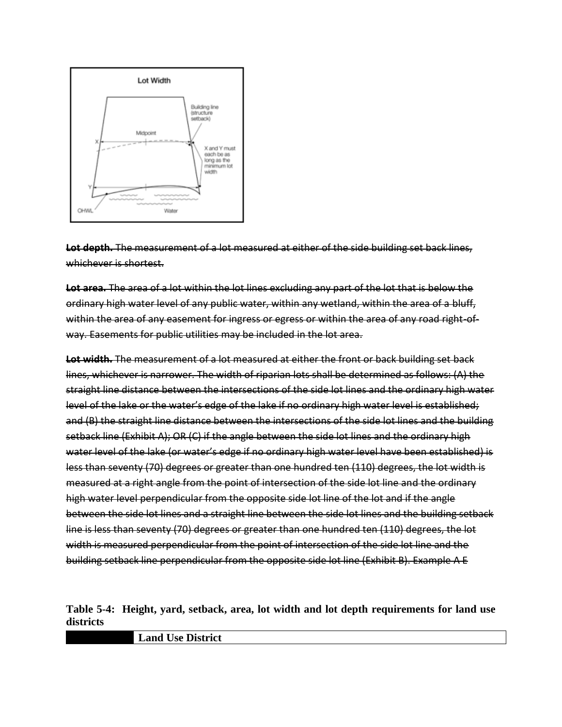**~~Lot depth.~~** ~~The measurement of a lot measured at either of the side building set back lines, whichever is shortest.~~

**~~Lot area.~~** ~~The area of a lot within the lot lines excluding any part of the lot that is below the ordinary high water level of any public water, within any wetland, within the area of a bluff, within the area of any easement for ingress or egress or within the area of any road right-of-way. Easements for public utilities may be included in the lot area.~~

**~~Lot width.~~** ~~The measurement of a lot measured at either the front or back building set back lines, whichever is narrower. The width of riparian lots shall be determined as follows: (A) the straight line distance between the intersections of the side lot lines and the ordinary high water level of the lake or the water's edge of the lake if no ordinary high water level is established; and (B) the straight line distance between the intersections of the side lot lines and the building setback line (Exhibit A); OR (C) if the angle between the side lot lines and the ordinary high water level of the lake (or water's edge if no ordinary high water level have been established) is less than seventy (70) degrees or greater than one hundred ten (110) degrees, the lot width is measured at a right angle from the point of intersection of the side lot line and the ordinary high water level perpendicular from the opposite side lot line of the lot and if the angle between the side lot lines and a straight line between the side lot lines and the building setback line is less than seventy (70) degrees or greater than one hundred ten (110) degrees, the lot width is measured perpendicular from the point of intersection of the side lot line and the building setback line perpendicular from the opposite side lot line (Exhibit B). Example A E~~

**Table 5-4: Height, yard, setback, area, lot width and lot depth requirements for land use districts**

| | Land Use District |
|---|---|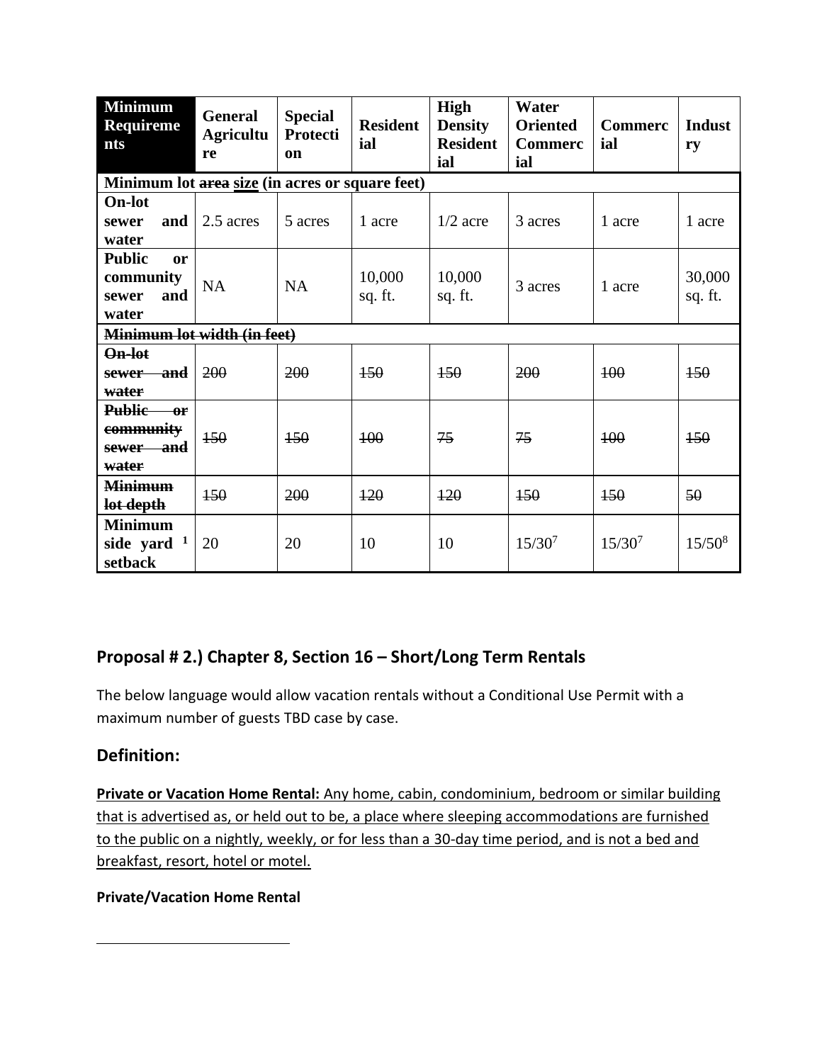| Minimum Requirements | General Agriculture | Special Protection | Residential | High Density Residential | Water Oriented Commercial | Commercial | Industry |
|---|---|---|---|---|---|---|---|
| **Minimum lot ~~area~~ <u>size</u> (in acres or square feet)** | | | | | | | |
| **On-lot sewer and water** | 2.5 acres | 5 acres | 1 acre | 1/2 acre | 3 acres | 1 acre | 1 acre |
| **Public or community sewer and water** | NA | NA | 10,000 sq. ft. | 10,000 sq. ft. | 3 acres | 1 acre | 30,000 sq. ft. |
| ~~**Minimum lot width (in feet)**~~ | | | | | | | |
| ~~**On-lot sewer and water**~~ | ~~200~~ | ~~200~~ | ~~150~~ | ~~150~~ | ~~200~~ | ~~100~~ | ~~150~~ |
| ~~**Public or community sewer and water**~~ | ~~150~~ | ~~150~~ | ~~100~~ | ~~75~~ | ~~75~~ | ~~100~~ | ~~150~~ |
| ~~**Minimum lot depth**~~ | ~~150~~ | ~~200~~ | ~~120~~ | ~~120~~ | ~~150~~ | ~~150~~ | ~~50~~ |
| **Minimum side yard [1] setback** | 20 | 20 | 10 | 10 | 15/30[7] | 15/30[7] | 15/50[8] |

## Proposal # 2.) Chapter 8, Section 16 – Short/Long Term Rentals

The below language would allow vacation rentals without a Conditional Use Permit with a maximum number of guests TBD case by case.

## Definition:

<u>**Private or Vacation Home Rental:** Any home, cabin, condominium, bedroom or similar building that is advertised as, or held out to be, a place where sleeping accommodations are furnished to the public on a nightly, weekly, or for less than a 30-day time period, and is not a bed and breakfast, resort, hotel or motel.</u>

**Private/Vacation Home Rental**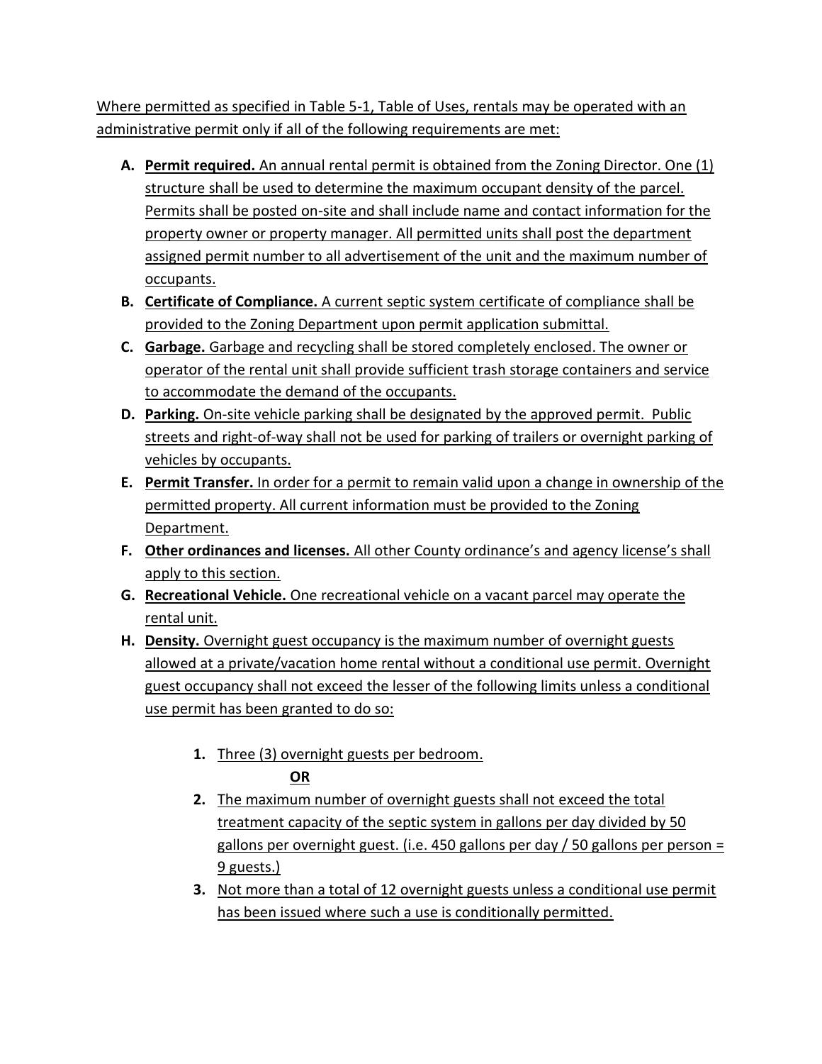Where permitted as specified in Table 5-1, Table of Uses, rentals may be operated with an administrative permit only if all of the following requirements are met:

- **A. Permit required.** An annual rental permit is obtained from the Zoning Director. One (1) structure shall be used to determine the maximum occupant density of the parcel. Permits shall be posted on-site and shall include name and contact information for the property owner or property manager. All permitted units shall post the department assigned permit number to all advertisement of the unit and the maximum number of occupants.
- **B. Certificate of Compliance.** A current septic system certificate of compliance shall be provided to the Zoning Department upon permit application submittal.
- **C. Garbage.** Garbage and recycling shall be stored completely enclosed. The owner or operator of the rental unit shall provide sufficient trash storage containers and service to accommodate the demand of the occupants.
- **D. Parking.** On-site vehicle parking shall be designated by the approved permit. Public streets and right-of-way shall not be used for parking of trailers or overnight parking of vehicles by occupants.
- **E. Permit Transfer.** In order for a permit to remain valid upon a change in ownership of the permitted property. All current information must be provided to the Zoning Department.
- **F. Other ordinances and licenses.** All other County ordinance's and agency license's shall apply to this section.
- **G. Recreational Vehicle.** One recreational vehicle on a vacant parcel may operate the rental unit.
- **H. Density.** Overnight guest occupancy is the maximum number of overnight guests allowed at a private/vacation home rental without a conditional use permit. Overnight guest occupancy shall not exceed the lesser of the following limits unless a conditional use permit has been granted to do so:

    1. Three (3) overnight guests per bedroom.

       **OR**

    2. The maximum number of overnight guests shall not exceed the total treatment capacity of the septic system in gallons per day divided by 50 gallons per overnight guest. (i.e. 450 gallons per day / 50 gallons per person = 9 guests.)
    3. Not more than a total of 12 overnight guests unless a conditional use permit has been issued where such a use is conditionally permitted.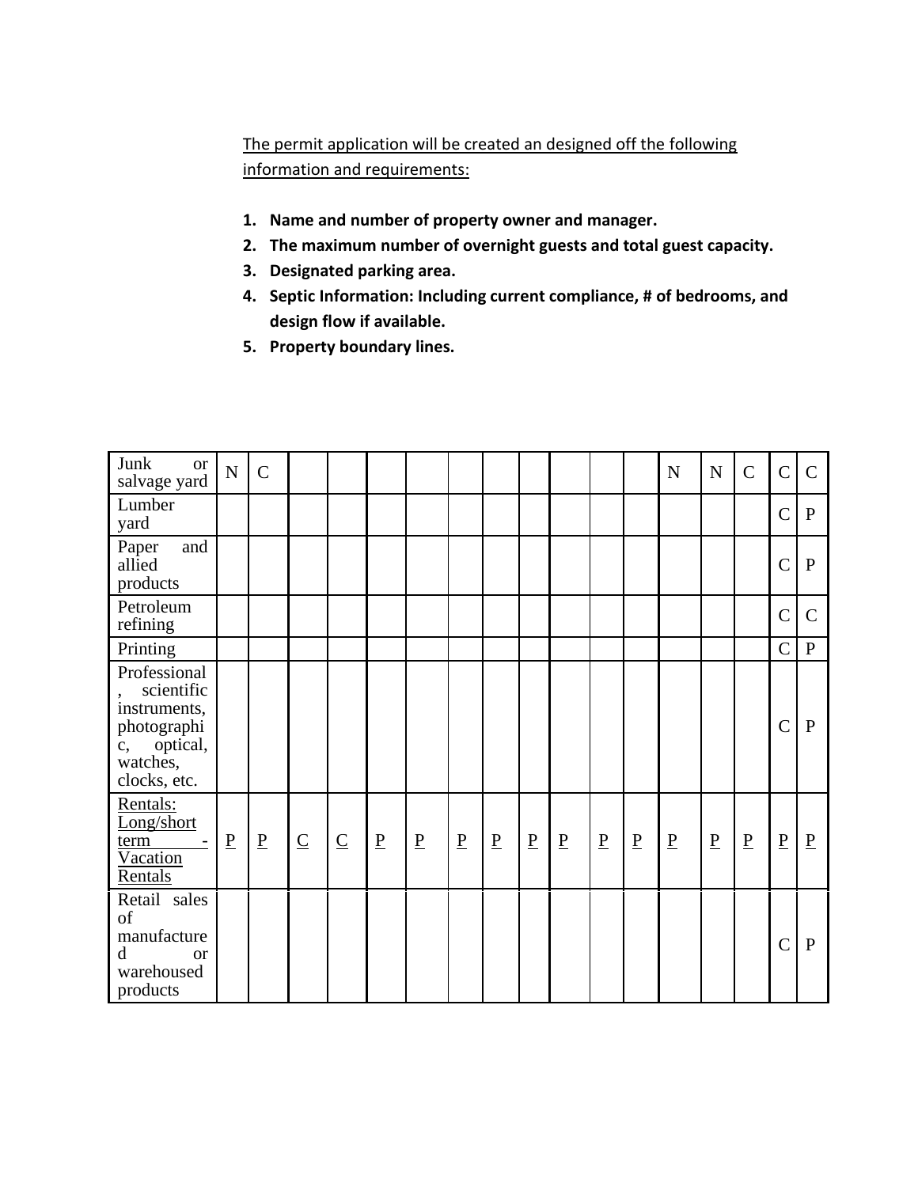The permit application will be created an designed off the following information and requirements:

1. **Name and number of property owner and manager.**
2. **The maximum number of overnight guests and total guest capacity.**
3. **Designated parking area.**
4. **Septic Information: Including current compliance, # of bedrooms, and design flow if available.**
5. **Property boundary lines.**

| Junk or salvage yard | N | C | | | | | | | | | | | N | N | C | C | C |
|---|---|---|---|---|---|---|---|---|---|---|---|---|---|---|---|---|---|
| Lumber yard | | | | | | | | | | | | | | | | C | P |
| Paper and allied products | | | | | | | | | | | | | | | | C | P |
| Petroleum refining | | | | | | | | | | | | | | | | C | C |
| Printing | | | | | | | | | | | | | | | | C | P |
| Professional, scientific instruments, photographic, optical, watches, clocks, etc. | | | | | | | | | | | | | | | | C | P |
| Rentals: Long/short term - Vacation Rentals | P | P | C | C | P | P | P | P | P | P | P | P | P | P | P | P | P |
| Retail sales of manufactured or warehoused products | | | | | | | | | | | | | | | | C | P |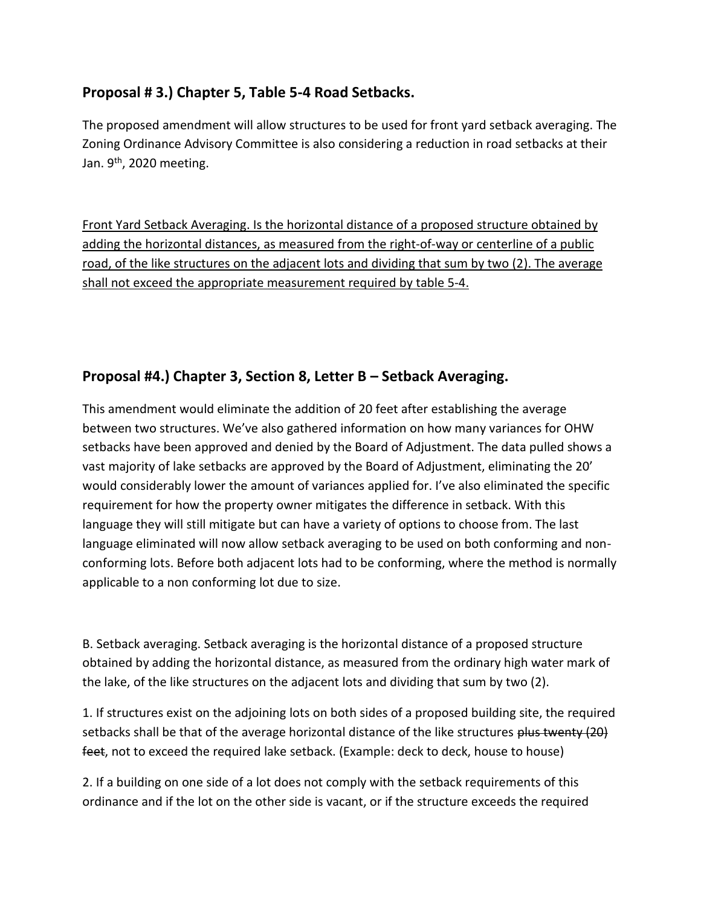## Proposal # 3.) Chapter 5, Table 5-4 Road Setbacks.

The proposed amendment will allow structures to be used for front yard setback averaging. The Zoning Ordinance Advisory Committee is also considering a reduction in road setbacks at their Jan. 9th, 2020 meeting.

<u>Front Yard Setback Averaging. Is the horizontal distance of a proposed structure obtained by adding the horizontal distances, as measured from the right-of-way or centerline of a public road, of the like structures on the adjacent lots and dividing that sum by two (2). The average shall not exceed the appropriate measurement required by table 5-4.</u>

## Proposal #4.) Chapter 3, Section 8, Letter B – Setback Averaging.

This amendment would eliminate the addition of 20 feet after establishing the average between two structures. We've also gathered information on how many variances for OHW setbacks have been approved and denied by the Board of Adjustment. The data pulled shows a vast majority of lake setbacks are approved by the Board of Adjustment, eliminating the 20' would considerably lower the amount of variances applied for. I've also eliminated the specific requirement for how the property owner mitigates the difference in setback. With this language they will still mitigate but can have a variety of options to choose from. The last language eliminated will now allow setback averaging to be used on both conforming and non-conforming lots. Before both adjacent lots had to be conforming, where the method is normally applicable to a non conforming lot due to size.

B. Setback averaging. Setback averaging is the horizontal distance of a proposed structure obtained by adding the horizontal distance, as measured from the ordinary high water mark of the lake, of the like structures on the adjacent lots and dividing that sum by two (2).

1. If structures exist on the adjoining lots on both sides of a proposed building site, the required setbacks shall be that of the average horizontal distance of the like structures ~~plus twenty (20) feet~~, not to exceed the required lake setback. (Example: deck to deck, house to house)

2. If a building on one side of a lot does not comply with the setback requirements of this ordinance and if the lot on the other side is vacant, or if the structure exceeds the required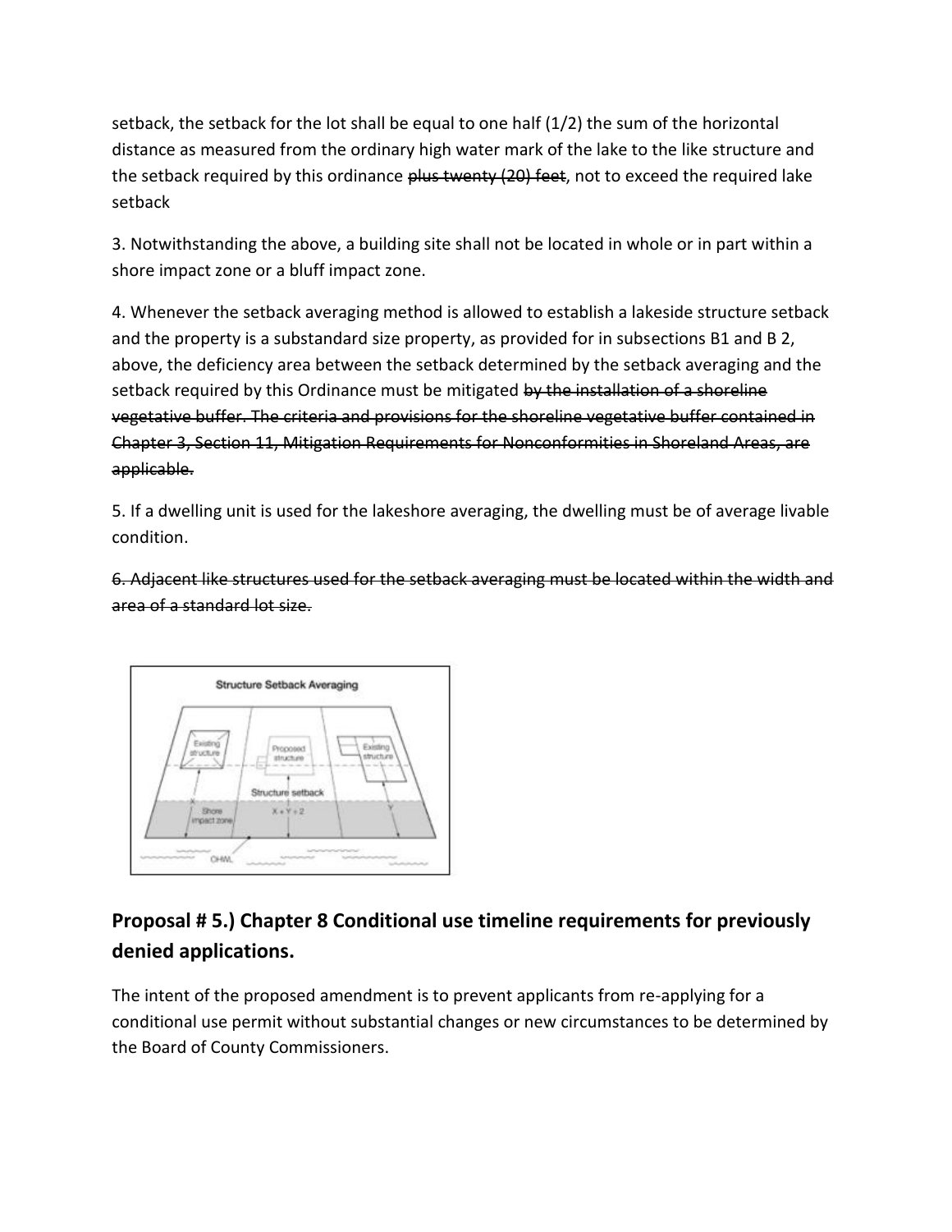setback, the setback for the lot shall be equal to one half (1/2) the sum of the horizontal distance as measured from the ordinary high water mark of the lake to the like structure and the setback required by this ordinance ~~plus twenty (20) feet~~, not to exceed the required lake setback

3. Notwithstanding the above, a building site shall not be located in whole or in part within a shore impact zone or a bluff impact zone.

4. Whenever the setback averaging method is allowed to establish a lakeside structure setback and the property is a substandard size property, as provided for in subsections B1 and B 2, above, the deficiency area between the setback determined by the setback averaging and the setback required by this Ordinance must be mitigated ~~by the installation of a shoreline vegetative buffer. The criteria and provisions for the shoreline vegetative buffer contained in Chapter 3, Section 11, Mitigation Requirements for Nonconformities in Shoreland Areas, are applicable.~~

5. If a dwelling unit is used for the lakeshore averaging, the dwelling must be of average livable condition.

~~6. Adjacent like structures used for the setback averaging must be located within the width and area of a standard lot size.~~

Structure Setback Averaging

Existing structure — Proposed structure — Existing structure

Structure setback $X + Y \div 2$

Shore impact zone — OHWL

## Proposal # 5.) Chapter 8 Conditional use timeline requirements for previously denied applications.

The intent of the proposed amendment is to prevent applicants from re-applying for a conditional use permit without substantial changes or new circumstances to be determined by the Board of County Commissioners.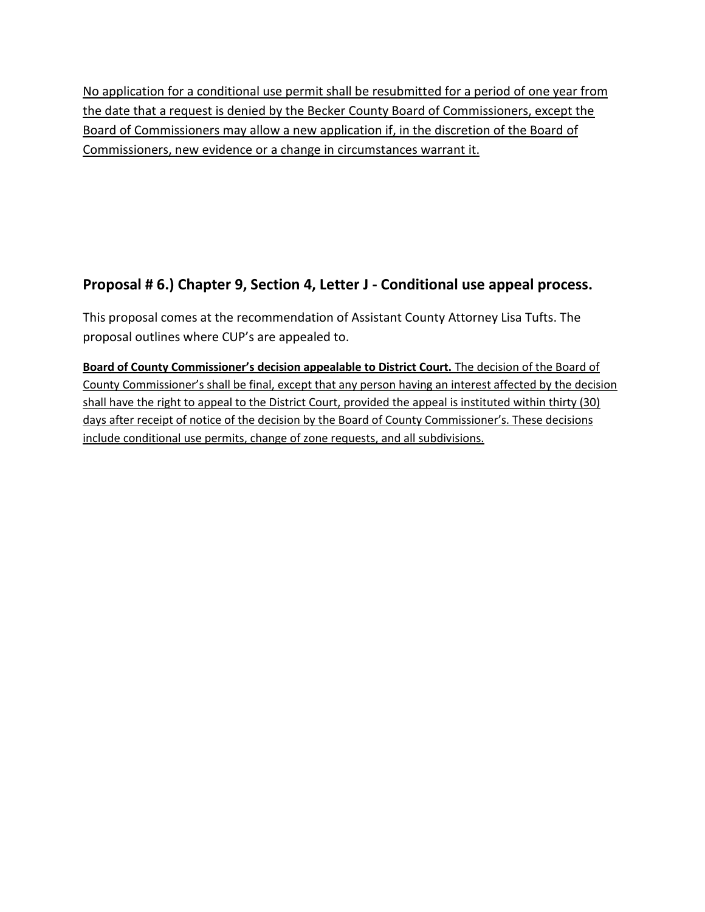No application for a conditional use permit shall be resubmitted for a period of one year from the date that a request is denied by the Becker County Board of Commissioners, except the Board of Commissioners may allow a new application if, in the discretion of the Board of Commissioners, new evidence or a change in circumstances warrant it.

## Proposal # 6.) Chapter 9, Section 4, Letter J - Conditional use appeal process.

This proposal comes at the recommendation of Assistant County Attorney Lisa Tufts. The proposal outlines where CUP's are appealed to.

**Board of County Commissioner's decision appealable to District Court.** The decision of the Board of County Commissioner's shall be final, except that any person having an interest affected by the decision shall have the right to appeal to the District Court, provided the appeal is instituted within thirty (30) days after receipt of notice of the decision by the Board of County Commissioner's. These decisions include conditional use permits, change of zone requests, and all subdivisions.